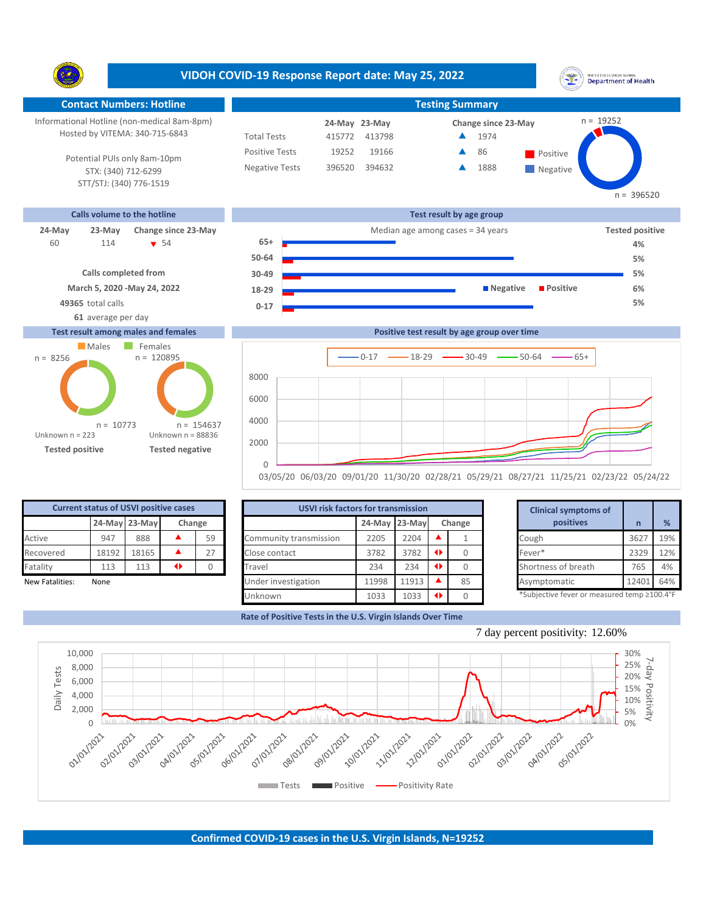# VIDOH COVID-19 Response Report date: May 25, 2022

## Contact Numbers: Hotline

Informational Hotline (non-medical 8am-8pm)
Hosted by VITEMA: 340-715-6843

Potential PUIs only 8am-10pm
STX: (340) 712-6299
STT/STJ: (340) 776-1519

## Testing Summary

| | 24-May | 23-May | Change since 23-May |
|---|---|---|---|
| Total Tests | 415772 | 413798 | ▲ 1974 |
| Positive Tests | 19252 | 19166 | ▲ 86 |
| Negative Tests | 396520 | 394632 | ▲ 1888 |

n = 19252 Positive
n = 396520 Negative

## Calls volume to the hotline

| 24-May | 23-May | Change since 23-May |
|---|---|---|
| 60 | 114 | ▼ 54 |

**Calls completed from**
**March 5, 2020 -May 24, 2022**
**49365** total calls
**61** average per day

## Test result by age group

Median age among cases = 34 years

| Age group | Tested positive |
|---|---|
| 65+ | 4% |
| 50-64 | 5% |
| 30-49 | 5% |
| 18-29 | 6% |
| 0-17 | 5% |

## Test result among males and females

| | Males | Females |
|---|---|---|
| Tested positive | n = 8256 | n = 10773 |
| Tested negative | n = 120895 | n = 154637 |

Unknown n = 223 (Tested positive)
Unknown n = 88836 (Tested negative)

## Positive test result by age group over time

0-17, 18-29, 30-49, 50-64, 65+ (03/05/20 – 05/24/22)

## Current status of USVI positive cases

| | 24-May | 23-May | Change | |
|---|---|---|---|---|
| Active | 947 | 888 | ▲ | 59 |
| Recovered | 18192 | 18165 | ▲ | 27 |
| Fatality | 113 | 113 | ◆ | 0 |

New Fatalities: None

## USVI risk factors for transmission

| | 24-May | 23-May | Change | |
|---|---|---|---|---|
| Community transmission | 2205 | 2204 | ▲ | 1 |
| Close contact | 3782 | 3782 | ◆ | 0 |
| Travel | 234 | 234 | ◆ | 0 |
| Under investigation | 11998 | 11913 | ▲ | 85 |
| Unknown | 1033 | 1033 | ◆ | 0 |

## Clinical symptoms of positives

| | n | % |
|---|---|---|
| Cough | 3627 | 19% |
| Fever* | 2329 | 12% |
| Shortness of breath | 765 | 4% |
| Asymptomatic | 12401 | 64% |

*Subjective fever or measured temp ≥100.4°F

## Rate of Positive Tests in the U.S. Virgin Islands Over Time

7 day percent positivity: 12.60%

Tests, Positive, Positivity Rate

## Confirmed COVID-19 cases in the U.S. Virgin Islands, N=19252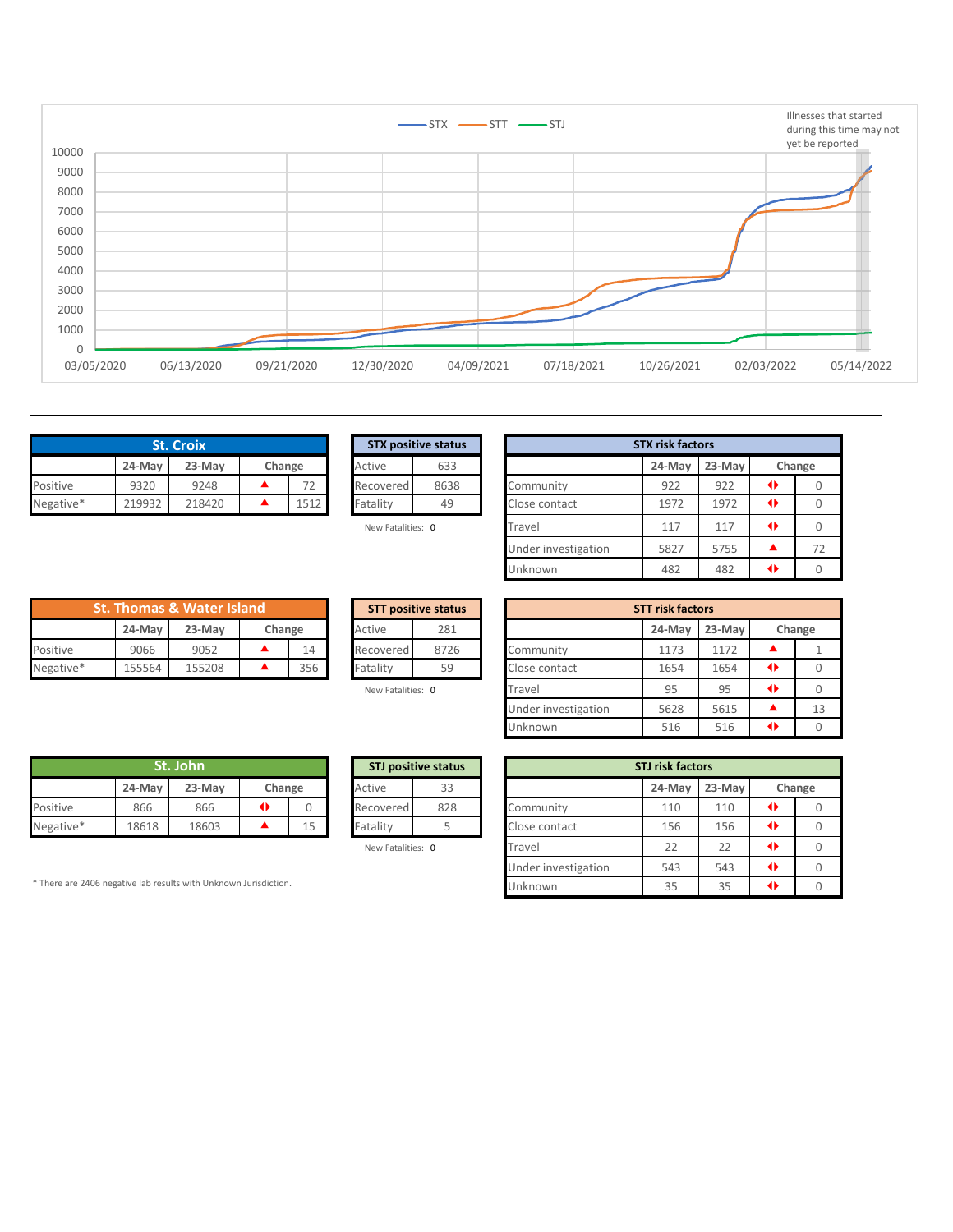STX STT STJ

Illnesses that started during this time may not yet be reported

10000
9000
8000
7000
6000
5000
4000
3000
2000
1000
0

03/05/2020 06/13/2020 09/21/2020 12/30/2020 04/09/2021 07/18/2021 10/26/2021 02/03/2022 05/14/2022

| St. Croix | | | Change | |
|---|---|---|---|---|
| | 24-May | 23-May | Change | |
| Positive | 9320 | 9248 | ▲ | 72 |
| Negative* | 219932 | 218420 | ▲ | 1512 |

| STX positive status | |
|---|---|
| Active | 633 |
| Recovered | 8638 |
| Fatality | 49 |

New Fatalities: 0

| STX risk factors | | | | |
|---|---|---|---|---|
| | 24-May | 23-May | Change | |
| Community | 922 | 922 | ◆ | 0 |
| Close contact | 1972 | 1972 | ◆ | 0 |
| Travel | 117 | 117 | ◆ | 0 |
| Under investigation | 5827 | 5755 | ▲ | 72 |
| Unknown | 482 | 482 | ◆ | 0 |

| St. Thomas & Water Island | | | | |
|---|---|---|---|---|
| | 24-May | 23-May | Change | |
| Positive | 9066 | 9052 | ▲ | 14 |
| Negative* | 155564 | 155208 | ▲ | 356 |

| STT positive status | |
|---|---|
| Active | 281 |
| Recovered | 8726 |
| Fatality | 59 |

New Fatalities: 0

| STT risk factors | | | | |
|---|---|---|---|---|
| | 24-May | 23-May | Change | |
| Community | 1173 | 1172 | ▲ | 1 |
| Close contact | 1654 | 1654 | ◆ | 0 |
| Travel | 95 | 95 | ◆ | 0 |
| Under investigation | 5628 | 5615 | ▲ | 13 |
| Unknown | 516 | 516 | ◆ | 0 |

| St. John | | | | |
|---|---|---|---|---|
| | 24-May | 23-May | Change | |
| Positive | 866 | 866 | ◆ | 0 |
| Negative* | 18618 | 18603 | ▲ | 15 |

| STJ positive status | |
|---|---|
| Active | 33 |
| Recovered | 828 |
| Fatality | 5 |

New Fatalities: 0

| STJ risk factors | | | | |
|---|---|---|---|---|
| | 24-May | 23-May | Change | |
| Community | 110 | 110 | ◆ | 0 |
| Close contact | 156 | 156 | ◆ | 0 |
| Travel | 22 | 22 | ◆ | 0 |
| Under investigation | 543 | 543 | ◆ | 0 |
| Unknown | 35 | 35 | ◆ | 0 |

* There are 2406 negative lab results with Unknown Jurisdiction.